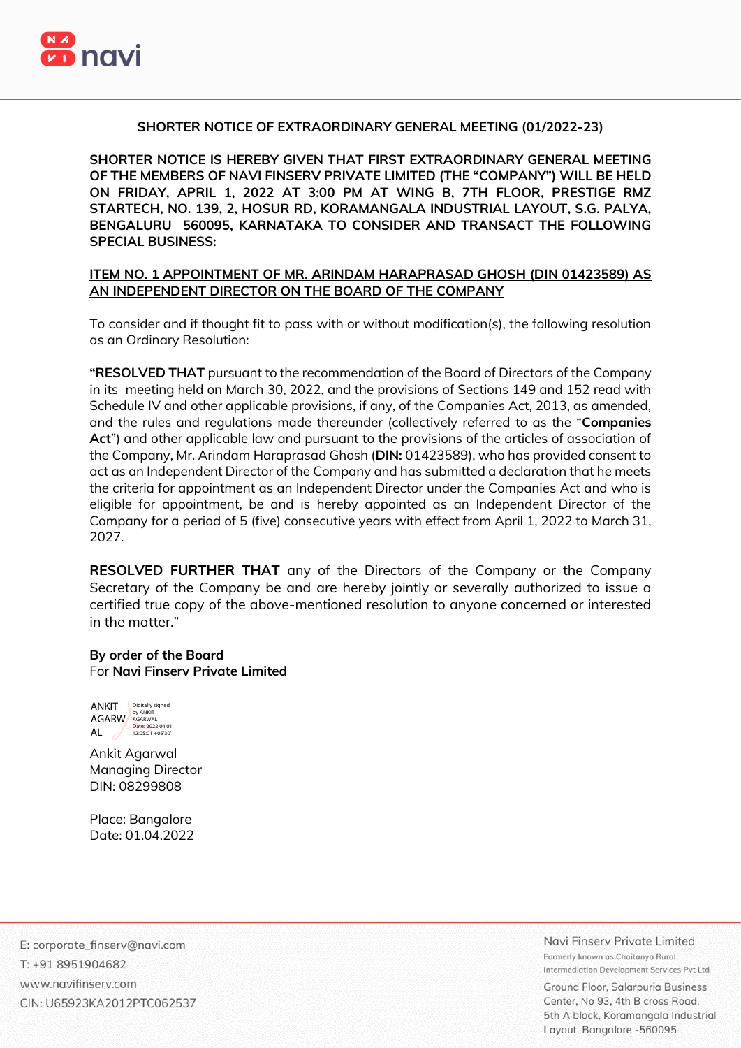## SHORTER NOTICE OF EXTRAORDINARY GENERAL MEETING (01/2022-23)

**SHORTER NOTICE IS HEREBY GIVEN THAT FIRST EXTRAORDINARY GENERAL MEETING OF THE MEMBERS OF NAVI FINSERV PRIVATE LIMITED (THE "COMPANY") WILL BE HELD ON FRIDAY, APRIL 1, 2022 AT 3:00 PM AT WING B, 7TH FLOOR, PRESTIGE RMZ STARTECH, NO. 139, 2, HOSUR RD, KORAMANGALA INDUSTRIAL LAYOUT, S.G. PALYA, BENGALURU 560095, KARNATAKA TO CONSIDER AND TRANSACT THE FOLLOWING SPECIAL BUSINESS:**

### ITEM NO. 1 APPOINTMENT OF MR. ARINDAM HARAPRASAD GHOSH (DIN 01423589) AS AN INDEPENDENT DIRECTOR ON THE BOARD OF THE COMPANY

To consider and if thought fit to pass with or without modification(s), the following resolution as an Ordinary Resolution:

**"RESOLVED THAT** pursuant to the recommendation of the Board of Directors of the Company in its meeting held on March 30, 2022, and the provisions of Sections 149 and 152 read with Schedule IV and other applicable provisions, if any, of the Companies Act, 2013, as amended, and the rules and regulations made thereunder (collectively referred to as the "**Companies Act**") and other applicable law and pursuant to the provisions of the articles of association of the Company, Mr. Arindam Haraprasad Ghosh (**DIN:** 01423589), who has provided consent to act as an Independent Director of the Company and has submitted a declaration that he meets the criteria for appointment as an Independent Director under the Companies Act and who is eligible for appointment, be and is hereby appointed as an Independent Director of the Company for a period of 5 (five) consecutive years with effect from April 1, 2022 to March 31, 2027.

**RESOLVED FURTHER THAT** any of the Directors of the Company or the Company Secretary of the Company be and are hereby jointly or severally authorized to issue a certified true copy of the above-mentioned resolution to anyone concerned or interested in the matter."

**By order of the Board**
For **Navi Finserv Private Limited**

ANKIT AGARWAL — Digitally signed by ANKIT AGARWAL Date: 2022.04.01 12:05:01 +05'30'

Ankit Agarwal
Managing Director
DIN: 08299808

Place: Bangalore
Date: 01.04.2022

E: corporate_finserv@navi.com
T: +91 8951904682
www.navifinserv.com
CIN: U65923KA2012PTC062537

Navi Finserv Private Limited
Formerly known as Chaitanya Rural Intermediation Development Services Pvt Ltd
Ground Floor, Salarpuria Business Center, No 93, 4th B cross Road, 5th A block, Koramangala Industrial Layout, Bangalore -560095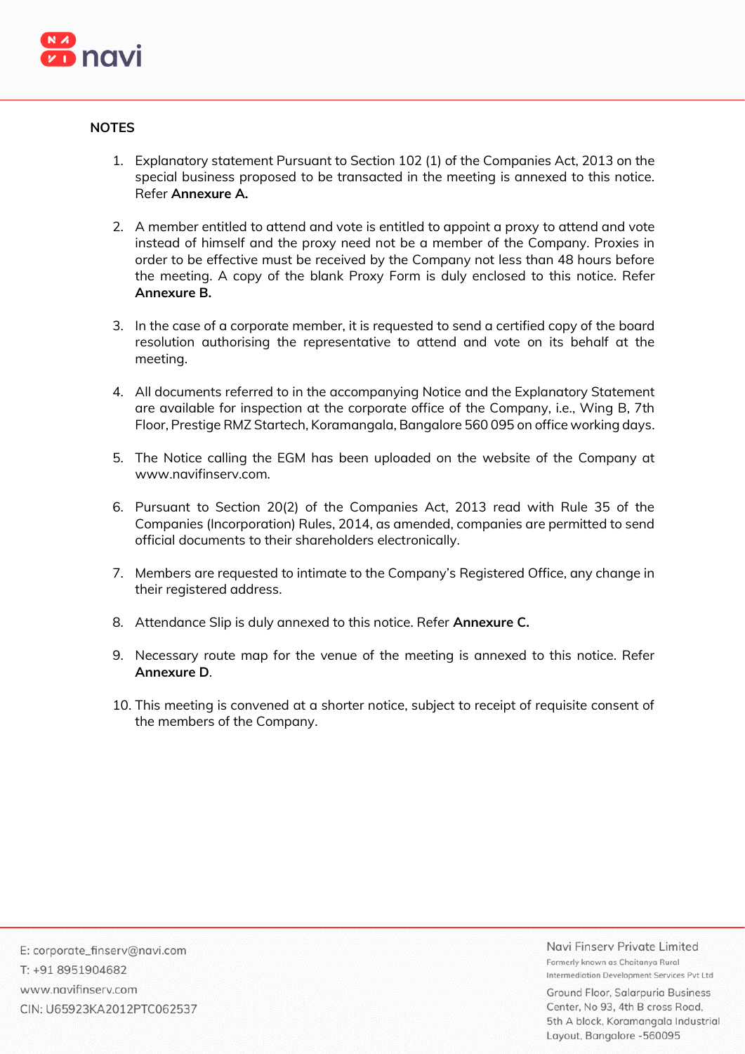## NOTES

1. Explanatory statement Pursuant to Section 102 (1) of the Companies Act, 2013 on the special business proposed to be transacted in the meeting is annexed to this notice. Refer **Annexure A.**

2. A member entitled to attend and vote is entitled to appoint a proxy to attend and vote instead of himself and the proxy need not be a member of the Company. Proxies in order to be effective must be received by the Company not less than 48 hours before the meeting. A copy of the blank Proxy Form is duly enclosed to this notice. Refer **Annexure B.**

3. In the case of a corporate member, it is requested to send a certified copy of the board resolution authorising the representative to attend and vote on its behalf at the meeting.

4. All documents referred to in the accompanying Notice and the Explanatory Statement are available for inspection at the corporate office of the Company, i.e., Wing B, 7th Floor, Prestige RMZ Startech, Koramangala, Bangalore 560 095 on office working days.

5. The Notice calling the EGM has been uploaded on the website of the Company at www.navifinserv.com.

6. Pursuant to Section 20(2) of the Companies Act, 2013 read with Rule 35 of the Companies (Incorporation) Rules, 2014, as amended, companies are permitted to send official documents to their shareholders electronically.

7. Members are requested to intimate to the Company's Registered Office, any change in their registered address.

8. Attendance Slip is duly annexed to this notice. Refer **Annexure C.**

9. Necessary route map for the venue of the meeting is annexed to this notice. Refer **Annexure D**.

10. This meeting is convened at a shorter notice, subject to receipt of requisite consent of the members of the Company.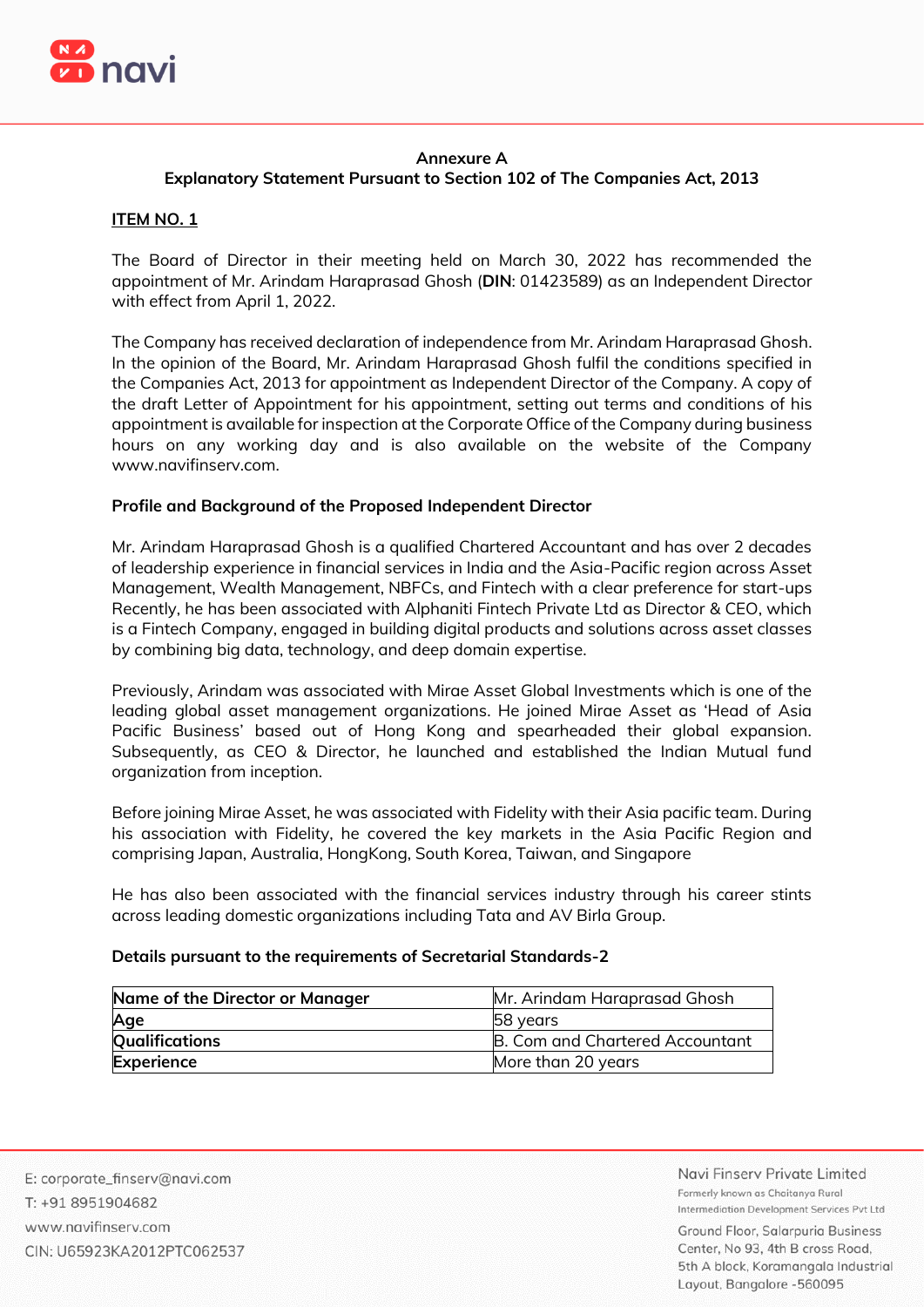**Annexure A**

**Explanatory Statement Pursuant to Section 102 of The Companies Act, 2013**

**ITEM NO. 1**

The Board of Director in their meeting held on March 30, 2022 has recommended the appointment of Mr. Arindam Haraprasad Ghosh (**DIN**: 01423589) as an Independent Director with effect from April 1, 2022.

The Company has received declaration of independence from Mr. Arindam Haraprasad Ghosh. In the opinion of the Board, Mr. Arindam Haraprasad Ghosh fulfil the conditions specified in the Companies Act, 2013 for appointment as Independent Director of the Company. A copy of the draft Letter of Appointment for his appointment, setting out terms and conditions of his appointment is available for inspection at the Corporate Office of the Company during business hours on any working day and is also available on the website of the Company www.navifinserv.com.

**Profile and Background of the Proposed Independent Director**

Mr. Arindam Haraprasad Ghosh is a qualified Chartered Accountant and has over 2 decades of leadership experience in financial services in India and the Asia-Pacific region across Asset Management, Wealth Management, NBFCs, and Fintech with a clear preference for start-ups Recently, he has been associated with Alphaniti Fintech Private Ltd as Director & CEO, which is a Fintech Company, engaged in building digital products and solutions across asset classes by combining big data, technology, and deep domain expertise.

Previously, Arindam was associated with Mirae Asset Global Investments which is one of the leading global asset management organizations. He joined Mirae Asset as 'Head of Asia Pacific Business' based out of Hong Kong and spearheaded their global expansion. Subsequently, as CEO & Director, he launched and established the Indian Mutual fund organization from inception.

Before joining Mirae Asset, he was associated with Fidelity with their Asia pacific team. During his association with Fidelity, he covered the key markets in the Asia Pacific Region and comprising Japan, Australia, HongKong, South Korea, Taiwan, and Singapore

He has also been associated with the financial services industry through his career stints across leading domestic organizations including Tata and AV Birla Group.

**Details pursuant to the requirements of Secretarial Standards-2**

| **Name of the Director or Manager** | Mr. Arindam Haraprasad Ghosh |
|---|---|
| **Age** | 58 years |
| **Qualifications** | B. Com and Chartered Accountant |
| **Experience** | More than 20 years |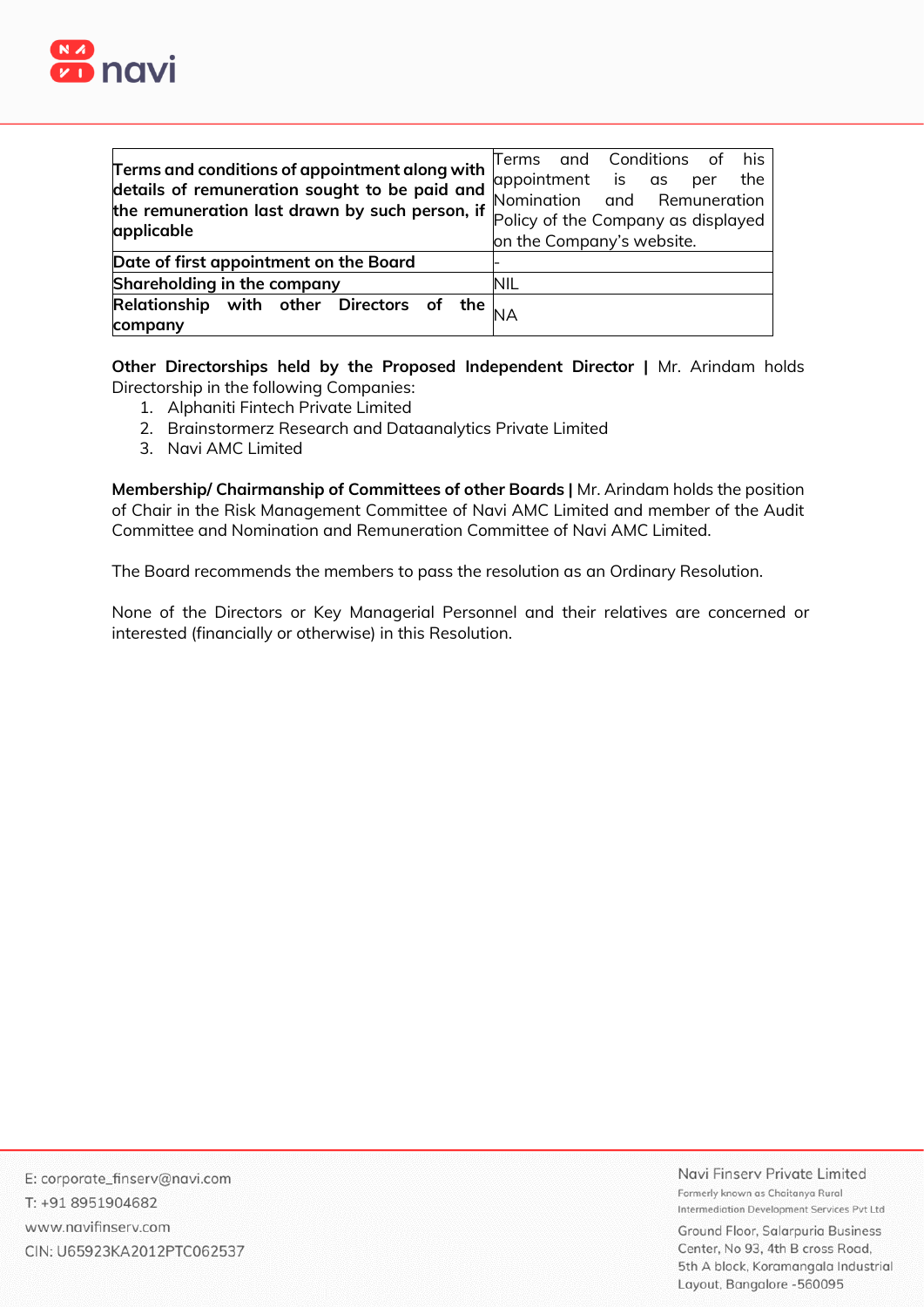| | |
|---|---|
| **Terms and conditions of appointment along with details of remuneration sought to be paid and the remuneration last drawn by such person, if applicable** | Terms and Conditions of his appointment is as per the Nomination and Remuneration Policy of the Company as displayed on the Company's website. |
| **Date of first appointment on the Board** | - |
| **Shareholding in the company** | NIL |
| **Relationship with other Directors of the company** | NA |

**Other Directorships held by the Proposed Independent Director |** Mr. Arindam holds Directorship in the following Companies:

1. Alphaniti Fintech Private Limited
2. Brainstormerz Research and Dataanalytics Private Limited
3. Navi AMC Limited

**Membership/ Chairmanship of Committees of other Boards |** Mr. Arindam holds the position of Chair in the Risk Management Committee of Navi AMC Limited and member of the Audit Committee and Nomination and Remuneration Committee of Navi AMC Limited.

The Board recommends the members to pass the resolution as an Ordinary Resolution.

None of the Directors or Key Managerial Personnel and their relatives are concerned or interested (financially or otherwise) in this Resolution.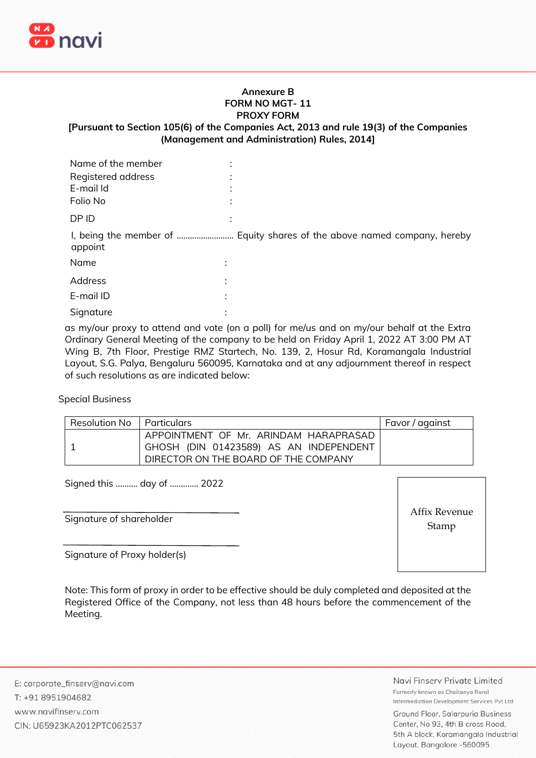**Annexure B**
**FORM NO MGT- 11**
**PROXY FORM**
**[Pursuant to Section 105(6) of the Companies Act, 2013 and rule 19(3) of the Companies (Management and Administration) Rules, 2014]**

Name of the member :
Registered address :
E-mail Id :
Folio No :
DP ID :

I, being the member of .......................... Equity shares of the above named company, hereby appoint

Name :
Address :
E-mail ID :
Signature :

as my/our proxy to attend and vote (on a poll) for me/us and on my/our behalf at the Extra Ordinary General Meeting of the company to be held on Friday April 1, 2022 AT 3:00 PM AT Wing B, 7th Floor, Prestige RMZ Startech, No. 139, 2, Hosur Rd, Koramangala Industrial Layout, S.G. Palya, Bengaluru 560095, Karnataka and at any adjournment thereof in respect of such resolutions as are indicated below:

Special Business

| Resolution No | Particulars | Favor / against |
|---|---|---|
| 1 | APPOINTMENT OF Mr. ARINDAM HARAPRASAD GHOSH (DIN 01423589) AS AN INDEPENDENT DIRECTOR ON THE BOARD OF THE COMPANY | |

Signed this .......... day of ............. 2022

Affix Revenue Stamp

Signature of shareholder

Signature of Proxy holder(s)

Note: This form of proxy in order to be effective should be duly completed and deposited at the Registered Office of the Company, not less than 48 hours before the commencement of the Meeting.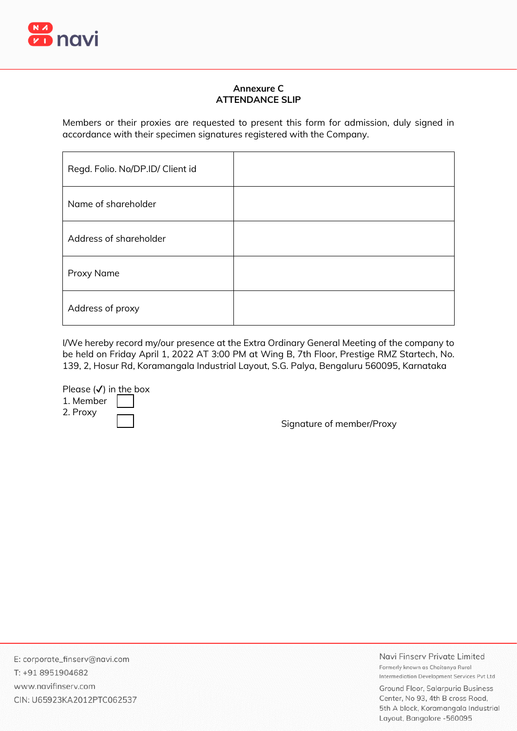## Annexure C
## ATTENDANCE SLIP

Members or their proxies are requested to present this form for admission, duly signed in accordance with their specimen signatures registered with the Company.

| | |
|---|---|
| Regd. Folio. No/DP.ID/ Client id | |
| Name of shareholder | |
| Address of shareholder | |
| Proxy Name | |
| Address of proxy | |

I/We hereby record my/our presence at the Extra Ordinary General Meeting of the company to be held on Friday April 1, 2022 AT 3:00 PM at Wing B, 7th Floor, Prestige RMZ Startech, No. 139, 2, Hosur Rd, Koramangala Industrial Layout, S.G. Palya, Bengaluru 560095, Karnataka

Please (✓) in the box
1. Member ☐
2. Proxy ☐

Signature of member/Proxy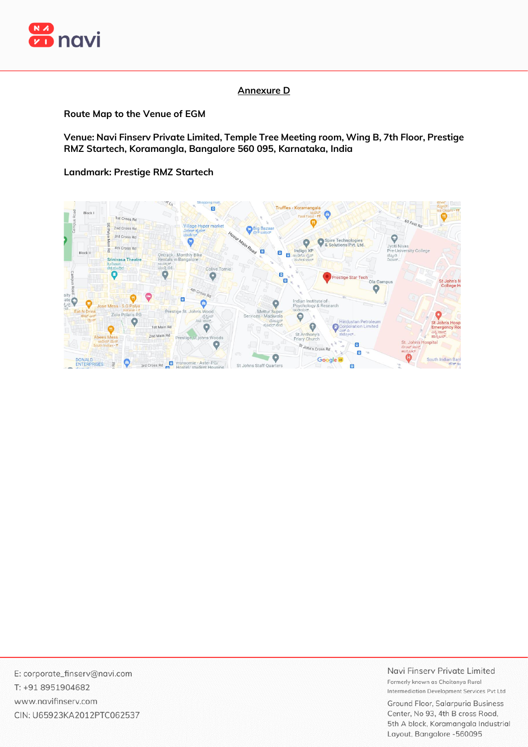## Annexure D

**Route Map to the Venue of EGM**

**Venue: Navi Finserv Private Limited, Temple Tree Meeting room, Wing B, 7th Floor, Prestige RMZ Startech, Koramangla, Bangalore 560 095, Karnataka, India**

**Landmark: Prestige RMZ Startech**